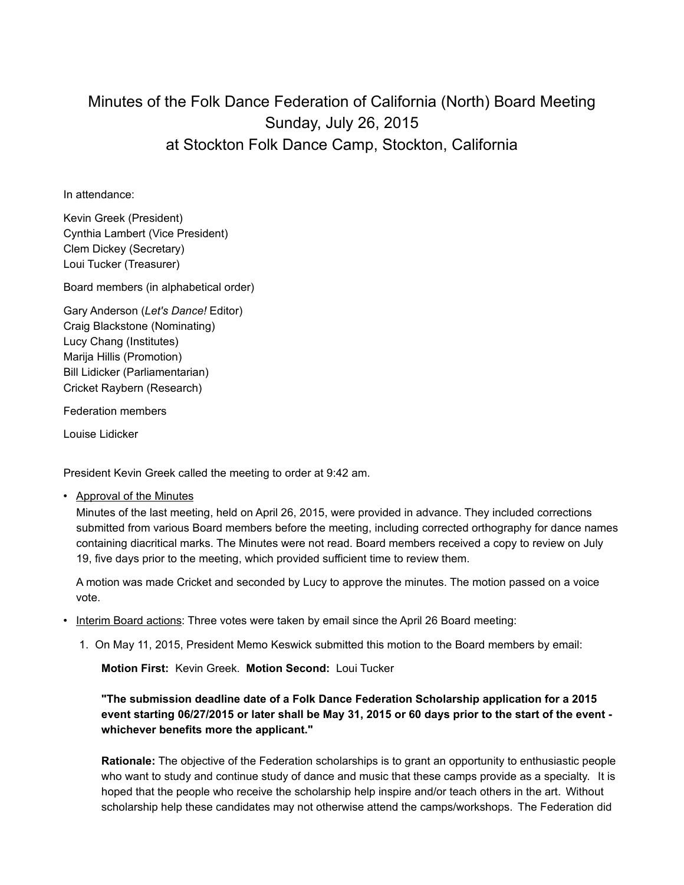# Minutes of the Folk Dance Federation of California (North) Board Meeting
## Sunday, July 26, 2015
## at Stockton Folk Dance Camp, Stockton, California

In attendance:

Kevin Greek (President)
Cynthia Lambert (Vice President)
Clem Dickey (Secretary)
Loui Tucker (Treasurer)

Board members (in alphabetical order)

Gary Anderson (*Let's Dance!* Editor)
Craig Blackstone (Nominating)
Lucy Chang (Institutes)
Marija Hillis (Promotion)
Bill Lidicker (Parliamentarian)
Cricket Raybern (Research)

Federation members

Louise Lidicker

President Kevin Greek called the meeting to order at 9:42 am.

- <u>Approval of the Minutes</u>
  Minutes of the last meeting, held on April 26, 2015, were provided in advance. They included corrections submitted from various Board members before the meeting, including corrected orthography for dance names containing diacritical marks. The Minutes were not read. Board members received a copy to review on July 19, five days prior to the meeting, which provided sufficient time to review them.

  A motion was made Cricket and seconded by Lucy to approve the minutes. The motion passed on a voice vote.

- <u>Interim Board actions</u>: Three votes were taken by email since the April 26 Board meeting:

  1. On May 11, 2015, President Memo Keswick submitted this motion to the Board members by email:

     **Motion First:** Kevin Greek. **Motion Second:** Loui Tucker

     **"The submission deadline date of a Folk Dance Federation Scholarship application for a 2015 event starting 06/27/2015 or later shall be May 31, 2015 or 60 days prior to the start of the event - whichever benefits more the applicant."**

     **Rationale:** The objective of the Federation scholarships is to grant an opportunity to enthusiastic people who want to study and continue study of dance and music that these camps provide as a specialty. It is hoped that the people who receive the scholarship help inspire and/or teach others in the art. Without scholarship help these candidates may not otherwise attend the camps/workshops. The Federation did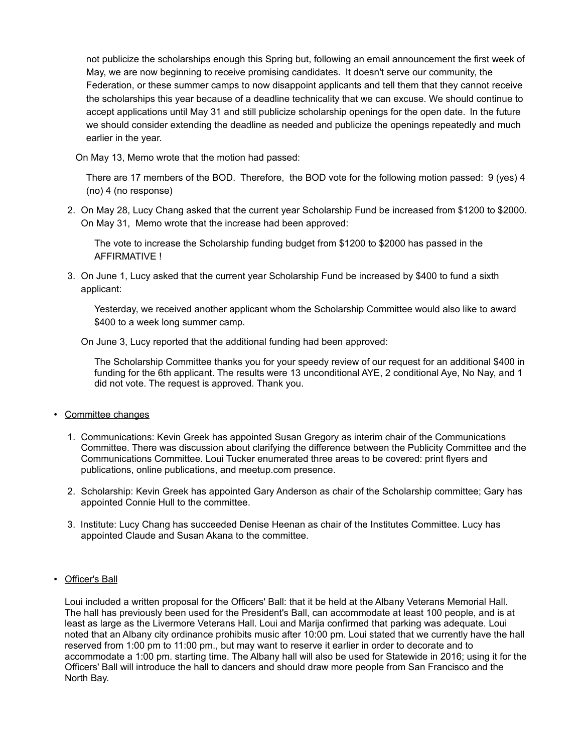> not publicize the scholarships enough this Spring but, following an email announcement the first week of May, we are now beginning to receive promising candidates. It doesn't serve our community, the Federation, or these summer camps to now disappoint applicants and tell them that they cannot receive the scholarships this year because of a deadline technicality that we can excuse. We should continue to accept applications until May 31 and still publicize scholarship openings for the open date. In the future we should consider extending the deadline as needed and publicize the openings repeatedly and much earlier in the year.

On May 13, Memo wrote that the motion had passed:

> There are 17 members of the BOD. Therefore, the BOD vote for the following motion passed: 9 (yes) 4 (no) 4 (no response)

2. On May 28, Lucy Chang asked that the current year Scholarship Fund be increased from $1200 to $2000. On May 31, Memo wrote that the increase had been approved:

   > The vote to increase the Scholarship funding budget from $1200 to $2000 has passed in the AFFIRMATIVE !

3. On June 1, Lucy asked that the current year Scholarship Fund be increased by $400 to fund a sixth applicant:

   > Yesterday, we received another applicant whom the Scholarship Committee would also like to award $400 to a week long summer camp.

   On June 3, Lucy reported that the additional funding had been approved:

   > The Scholarship Committee thanks you for your speedy review of our request for an additional $400 in funding for the 6th applicant. The results were 13 unconditional AYE, 2 conditional Aye, No Nay, and 1 did not vote. The request is approved. Thank you.

- <u>Committee changes</u>

1. Communications: Kevin Greek has appointed Susan Gregory as interim chair of the Communications Committee. There was discussion about clarifying the difference between the Publicity Committee and the Communications Committee. Loui Tucker enumerated three areas to be covered: print flyers and publications, online publications, and meetup.com presence.

2. Scholarship: Kevin Greek has appointed Gary Anderson as chair of the Scholarship committee; Gary has appointed Connie Hull to the committee.

3. Institute: Lucy Chang has succeeded Denise Heenan as chair of the Institutes Committee. Lucy has appointed Claude and Susan Akana to the committee.

- <u>Officer's Ball</u>

Loui included a written proposal for the Officers' Ball: that it be held at the Albany Veterans Memorial Hall. The hall has previously been used for the President's Ball, can accommodate at least 100 people, and is at least as large as the Livermore Veterans Hall. Loui and Marija confirmed that parking was adequate. Loui noted that an Albany city ordinance prohibits music after 10:00 pm. Loui stated that we currently have the hall reserved from 1:00 pm to 11:00 pm., but may want to reserve it earlier in order to decorate and to accommodate a 1:00 pm. starting time. The Albany hall will also be used for Statewide in 2016; using it for the Officers' Ball will introduce the hall to dancers and should draw more people from San Francisco and the North Bay.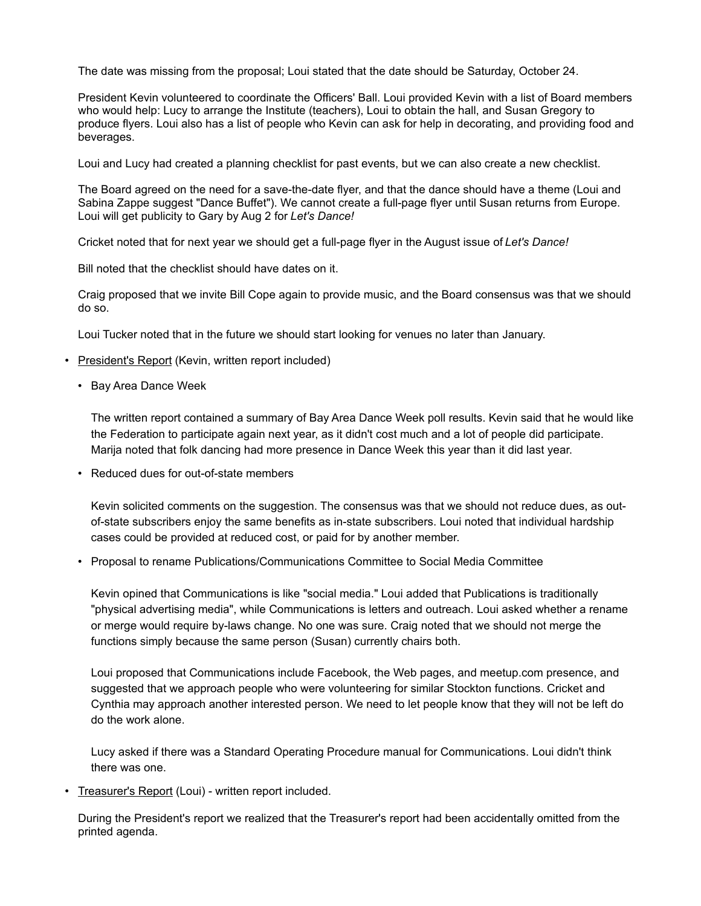The date was missing from the proposal; Loui stated that the date should be Saturday, October 24.

President Kevin volunteered to coordinate the Officers' Ball. Loui provided Kevin with a list of Board members who would help: Lucy to arrange the Institute (teachers), Loui to obtain the hall, and Susan Gregory to produce flyers. Loui also has a list of people who Kevin can ask for help in decorating, and providing food and beverages.

Loui and Lucy had created a planning checklist for past events, but we can also create a new checklist.

The Board agreed on the need for a save-the-date flyer, and that the dance should have a theme (Loui and Sabina Zappe suggest "Dance Buffet"). We cannot create a full-page flyer until Susan returns from Europe. Loui will get publicity to Gary by Aug 2 for *Let's Dance!*

Cricket noted that for next year we should get a full-page flyer in the August issue of *Let's Dance!*

Bill noted that the checklist should have dates on it.

Craig proposed that we invite Bill Cope again to provide music, and the Board consensus was that we should do so.

Loui Tucker noted that in the future we should start looking for venues no later than January.

- <u>President's Report</u> (Kevin, written report included)
  - Bay Area Dance Week

    The written report contained a summary of Bay Area Dance Week poll results. Kevin said that he would like the Federation to participate again next year, as it didn't cost much and a lot of people did participate. Marija noted that folk dancing had more presence in Dance Week this year than it did last year.

  - Reduced dues for out-of-state members

    Kevin solicited comments on the suggestion. The consensus was that we should not reduce dues, as out-of-state subscribers enjoy the same benefits as in-state subscribers. Loui noted that individual hardship cases could be provided at reduced cost, or paid for by another member.

  - Proposal to rename Publications/Communications Committee to Social Media Committee

    Kevin opined that Communications is like "social media." Loui added that Publications is traditionally "physical advertising media", while Communications is letters and outreach. Loui asked whether a rename or merge would require by-laws change. No one was sure. Craig noted that we should not merge the functions simply because the same person (Susan) currently chairs both.

    Loui proposed that Communications include Facebook, the Web pages, and meetup.com presence, and suggested that we approach people who were volunteering for similar Stockton functions. Cricket and Cynthia may approach another interested person. We need to let people know that they will not be left do do the work alone.

    Lucy asked if there was a Standard Operating Procedure manual for Communications. Loui didn't think there was one.

- <u>Treasurer's Report</u> (Loui) - written report included.

  During the President's report we realized that the Treasurer's report had been accidentally omitted from the printed agenda.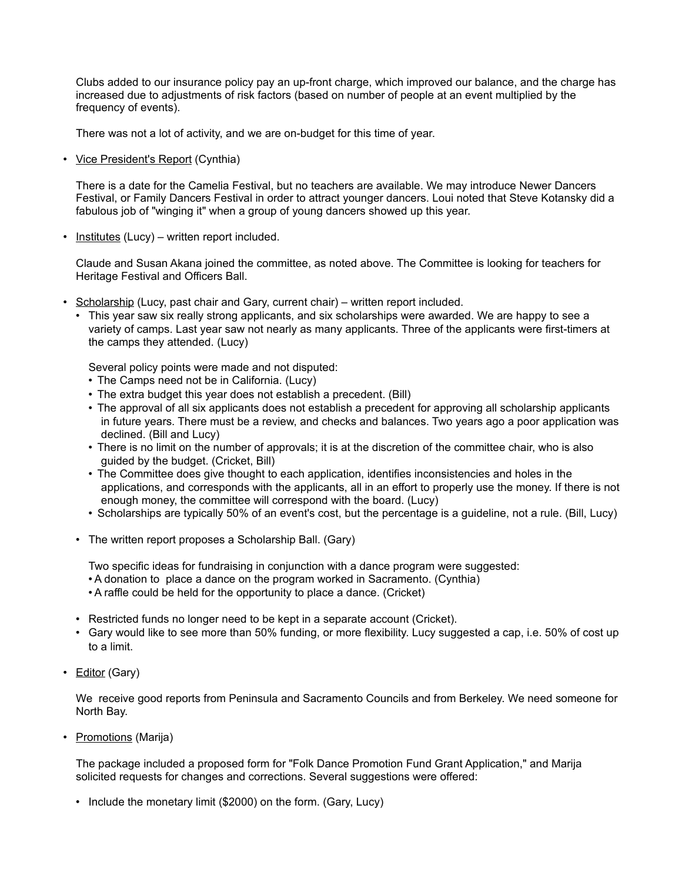Clubs added to our insurance policy pay an up-front charge, which improved our balance, and the charge has increased due to adjustments of risk factors (based on number of people at an event multiplied by the frequency of events).

There was not a lot of activity, and we are on-budget for this time of year.

- Vice President's Report (Cynthia)

  There is a date for the Camelia Festival, but no teachers are available. We may introduce Newer Dancers Festival, or Family Dancers Festival in order to attract younger dancers. Loui noted that Steve Kotansky did a fabulous job of "winging it" when a group of young dancers showed up this year.

- Institutes (Lucy) – written report included.

  Claude and Susan Akana joined the committee, as noted above. The Committee is looking for teachers for Heritage Festival and Officers Ball.

- Scholarship (Lucy, past chair and Gary, current chair) – written report included.
  - This year saw six really strong applicants, and six scholarships were awarded. We are happy to see a variety of camps. Last year saw not nearly as many applicants. Three of the applicants were first-timers at the camps they attended. (Lucy)

    Several policy points were made and not disputed:
    - The Camps need not be in California. (Lucy)
    - The extra budget this year does not establish a precedent. (Bill)
    - The approval of all six applicants does not establish a precedent for approving all scholarship applicants in future years. There must be a review, and checks and balances. Two years ago a poor application was declined. (Bill and Lucy)
    - There is no limit on the number of approvals; it is at the discretion of the committee chair, who is also guided by the budget. (Cricket, Bill)
    - The Committee does give thought to each application, identifies inconsistencies and holes in the applications, and corresponds with the applicants, all in an effort to properly use the money. If there is not enough money, the committee will correspond with the board. (Lucy)
    - Scholarships are typically 50% of an event's cost, but the percentage is a guideline, not a rule. (Bill, Lucy)

  - The written report proposes a Scholarship Ball. (Gary)

    Two specific ideas for fundraising in conjunction with a dance program were suggested:
    - A donation to place a dance on the program worked in Sacramento. (Cynthia)
    - A raffle could be held for the opportunity to place a dance. (Cricket)

  - Restricted funds no longer need to be kept in a separate account (Cricket).
  - Gary would like to see more than 50% funding, or more flexibility. Lucy suggested a cap, i.e. 50% of cost up to a limit.

- Editor (Gary)

  We receive good reports from Peninsula and Sacramento Councils and from Berkeley. We need someone for North Bay.

- Promotions (Marija)

  The package included a proposed form for "Folk Dance Promotion Fund Grant Application," and Marija solicited requests for changes and corrections. Several suggestions were offered:

  - Include the monetary limit ($2000) on the form. (Gary, Lucy)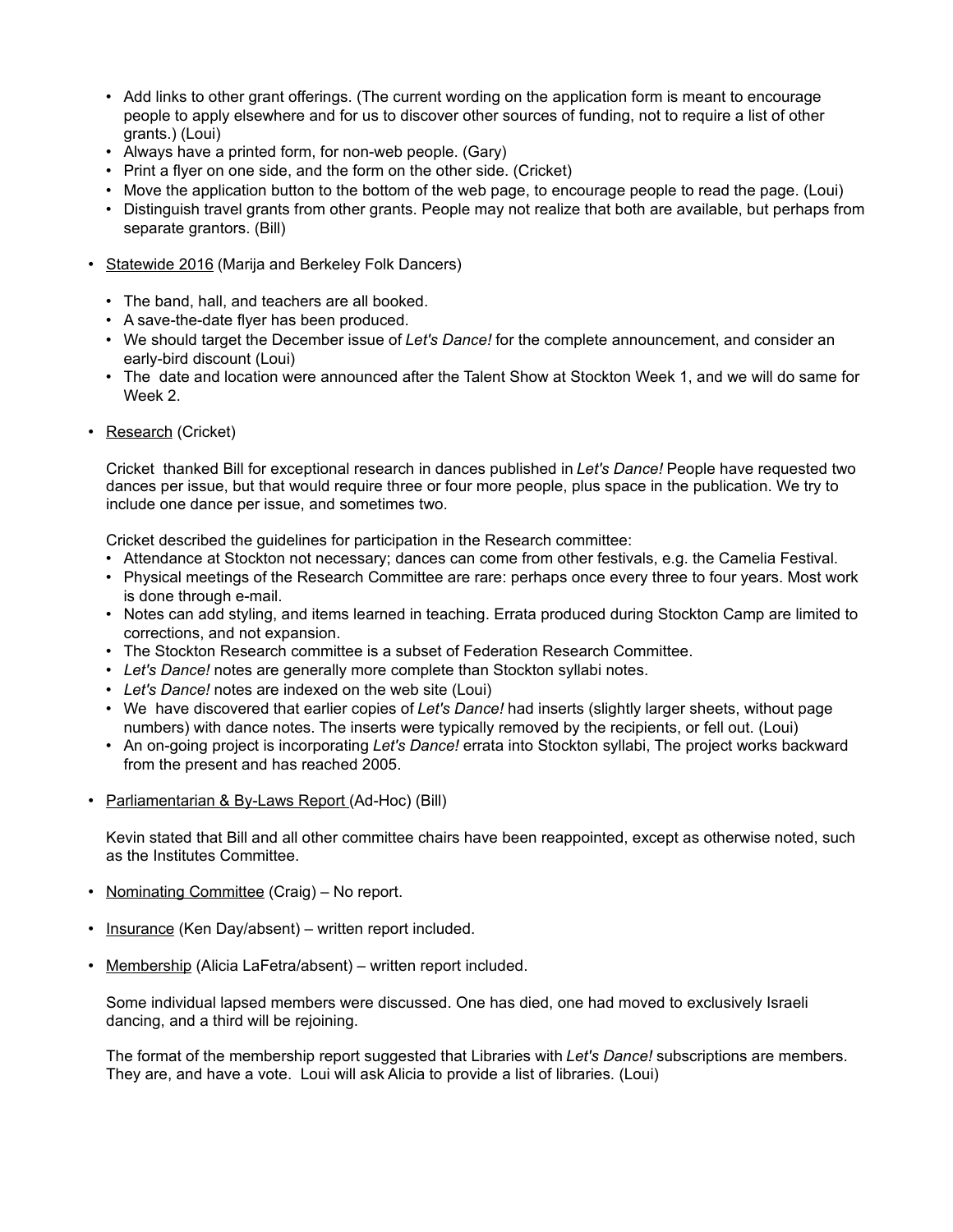- Add links to other grant offerings. (The current wording on the application form is meant to encourage people to apply elsewhere and for us to discover other sources of funding, not to require a list of other grants.) (Loui)
- Always have a printed form, for non-web people. (Gary)
- Print a flyer on one side, and the form on the other side. (Cricket)
- Move the application button to the bottom of the web page, to encourage people to read the page. (Loui)
- Distinguish travel grants from other grants. People may not realize that both are available, but perhaps from separate grantors. (Bill)

- Statewide 2016 (Marija and Berkeley Folk Dancers)

  - The band, hall, and teachers are all booked.
  - A save-the-date flyer has been produced.
  - We should target the December issue of *Let's Dance!* for the complete announcement, and consider an early-bird discount (Loui)
  - The date and location were announced after the Talent Show at Stockton Week 1, and we will do same for Week 2.

- Research (Cricket)

  Cricket thanked Bill for exceptional research in dances published in *Let's Dance!* People have requested two dances per issue, but that would require three or four more people, plus space in the publication. We try to include one dance per issue, and sometimes two.

  Cricket described the guidelines for participation in the Research committee:
  - Attendance at Stockton not necessary; dances can come from other festivals, e.g. the Camelia Festival.
  - Physical meetings of the Research Committee are rare: perhaps once every three to four years. Most work is done through e-mail.
  - Notes can add styling, and items learned in teaching. Errata produced during Stockton Camp are limited to corrections, and not expansion.
  - The Stockton Research committee is a subset of Federation Research Committee.
  - *Let's Dance!* notes are generally more complete than Stockton syllabi notes.
  - *Let's Dance!* notes are indexed on the web site (Loui)
  - We have discovered that earlier copies of *Let's Dance!* had inserts (slightly larger sheets, without page numbers) with dance notes. The inserts were typically removed by the recipients, or fell out. (Loui)
  - An on-going project is incorporating *Let's Dance!* errata into Stockton syllabi, The project works backward from the present and has reached 2005.

- Parliamentarian & By-Laws Report (Ad-Hoc) (Bill)

  Kevin stated that Bill and all other committee chairs have been reappointed, except as otherwise noted, such as the Institutes Committee.

- Nominating Committee (Craig) – No report.

- Insurance (Ken Day/absent) – written report included.

- Membership (Alicia LaFetra/absent) – written report included.

  Some individual lapsed members were discussed. One has died, one had moved to exclusively Israeli dancing, and a third will be rejoining.

  The format of the membership report suggested that Libraries with *Let's Dance!* subscriptions are members. They are, and have a vote. Loui will ask Alicia to provide a list of libraries. (Loui)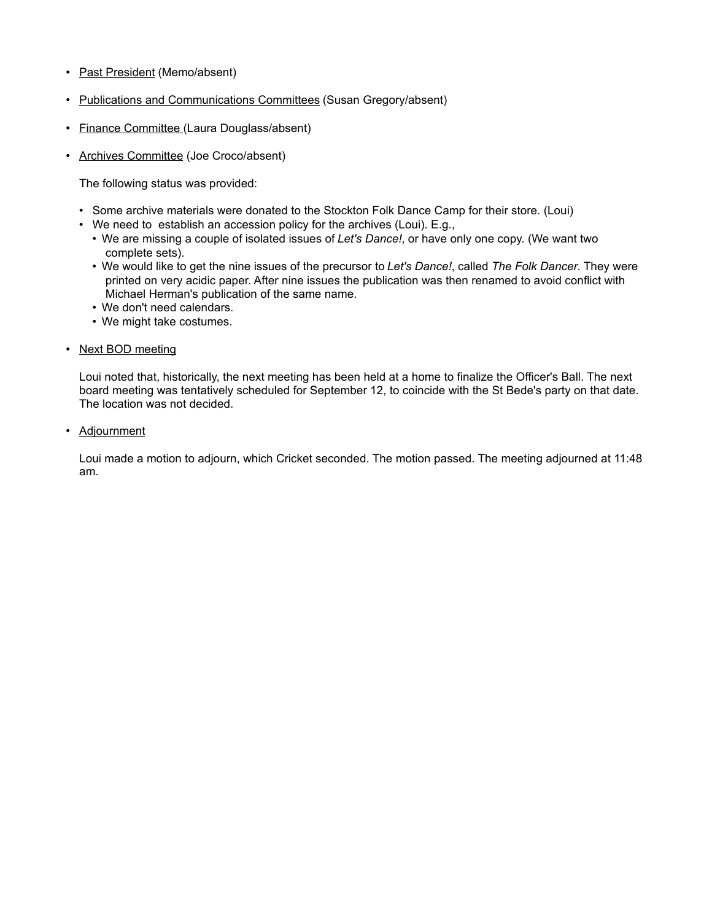- Past President (Memo/absent)

- Publications and Communications Committees (Susan Gregory/absent)

- Finance Committee (Laura Douglass/absent)

- Archives Committee (Joe Croco/absent)

  The following status was provided:

  - Some archive materials were donated to the Stockton Folk Dance Camp for their store. (Loui)
  - We need to establish an accession policy for the archives (Loui). E.g.,
    - We are missing a couple of isolated issues of *Let's Dance!*, or have only one copy. (We want two complete sets).
    - We would like to get the nine issues of the precursor to *Let's Dance!*, called *The Folk Dancer*. They were printed on very acidic paper. After nine issues the publication was then renamed to avoid conflict with Michael Herman's publication of the same name.
    - We don't need calendars.
    - We might take costumes.

- Next BOD meeting

  Loui noted that, historically, the next meeting has been held at a home to finalize the Officer's Ball. The next board meeting was tentatively scheduled for September 12, to coincide with the St Bede's party on that date. The location was not decided.

- Adjournment

  Loui made a motion to adjourn, which Cricket seconded. The motion passed. The meeting adjourned at 11:48 am.